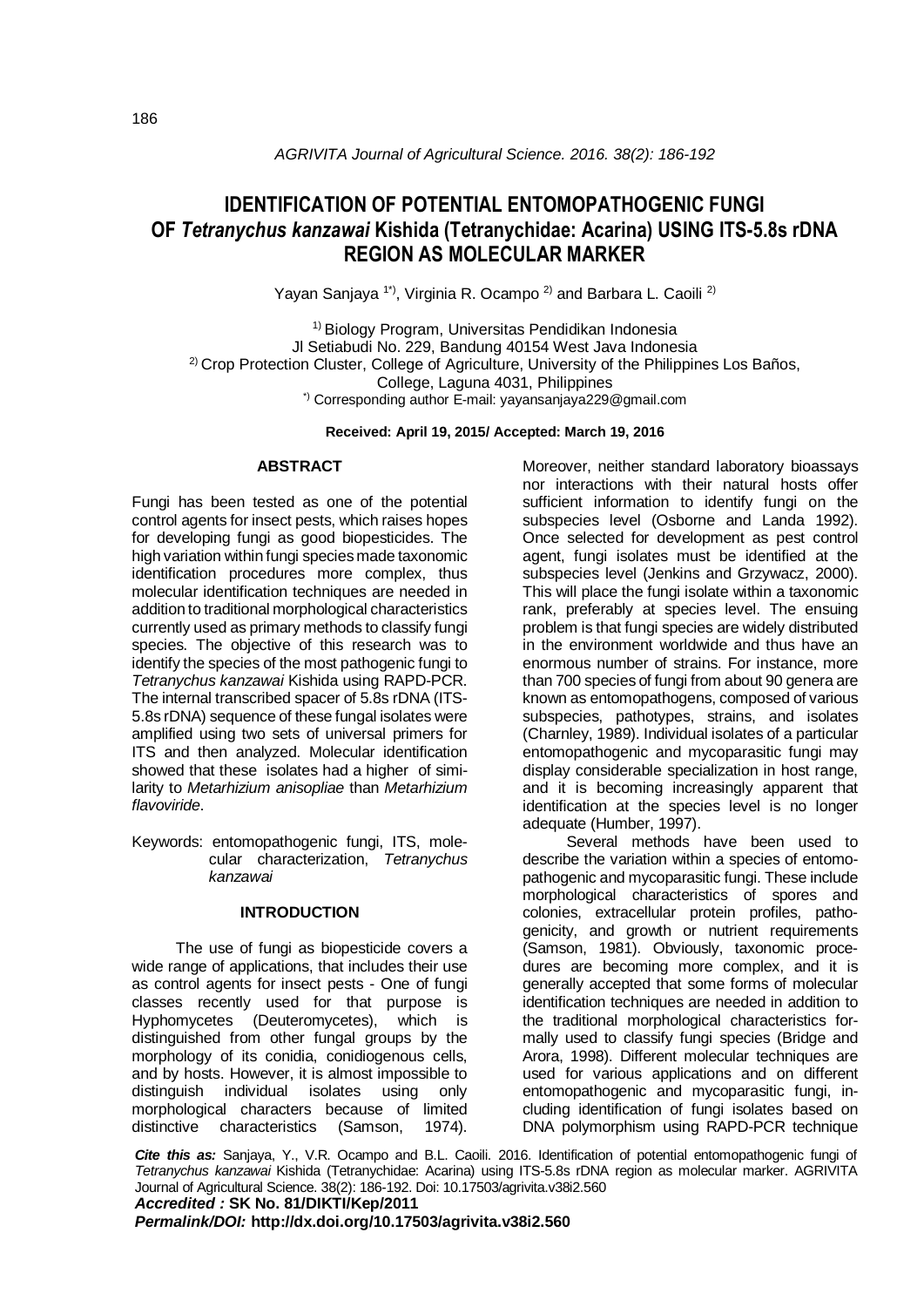# IDENTIFICATION OF POTENTIAL ENTOMOPATHOGENIC FUNGI OF *Tetranychus kanzawai* Kishida (Tetranychidae: Acarina) USING ITS-5.8s rDNA REGION AS MOLECULAR MARKER

Yayan Sanjaya [1*)], Virginia R. Ocampo [2)] and Barbara L. Caoili [2)]

[1)] Biology Program, Universitas Pendidikan Indonesia
Jl Setiabudi No. 229, Bandung 40154 West Java Indonesia
[2)] Crop Protection Cluster, College of Agriculture, University of the Philippines Los Baños,
College, Laguna 4031, Philippines
[*)] Corresponding author E-mail: yayansanjaya229@gmail.com

**Received: April 19, 2015/ Accepted: March 19, 2016**

## ABSTRACT

Fungi has been tested as one of the potential control agents for insect pests, which raises hopes for developing fungi as good biopesticides. The high variation within fungi species made taxonomic identification procedures more complex, thus molecular identification techniques are needed in addition to traditional morphological characteristics currently used as primary methods to classify fungi species. The objective of this research was to identify the species of the most pathogenic fungi to *Tetranychus kanzawai* Kishida using RAPD-PCR. The internal transcribed spacer of 5.8s rDNA (ITS-5.8s rDNA) sequence of these fungal isolates were amplified using two sets of universal primers for ITS and then analyzed. Molecular identification showed that these isolates had a higher of similarity to *Metarhizium anisopliae* than *Metarhizium flavoviride*.

Keywords: entomopathogenic fungi, ITS, molecular characterization, *Tetranychus kanzawai*

## INTRODUCTION

The use of fungi as biopesticide covers a wide range of applications, that includes their use as control agents for insect pests - One of fungi classes recently used for that purpose is Hyphomycetes (Deuteromycetes), which is distinguished from other fungal groups by the morphology of its conidia, conidiogenous cells, and by hosts. However, it is almost impossible to distinguish individual isolates using only morphological characters because of limited distinctive characteristics (Samson, 1974). Moreover, neither standard laboratory bioassays nor interactions with their natural hosts offer sufficient information to identify fungi on the subspecies level (Osborne and Landa 1992). Once selected for development as pest control agent, fungi isolates must be identified at the subspecies level (Jenkins and Grzywacz, 2000). This will place the fungi isolate within a taxonomic rank, preferably at species level. The ensuing problem is that fungi species are widely distributed in the environment worldwide and thus have an enormous number of strains. For instance, more than 700 species of fungi from about 90 genera are known as entomopathogens, composed of various subspecies, pathotypes, strains, and isolates (Charnley, 1989). Individual isolates of a particular entomopathogenic and mycoparasitic fungi may display considerable specialization in host range, and it is becoming increasingly apparent that identification at the species level is no longer adequate (Humber, 1997).

Several methods have been used to describe the variation within a species of entomopathogenic and mycoparasitic fungi. These include morphological characteristics of spores and colonies, extracellular protein profiles, pathogenicity, and growth or nutrient requirements (Samson, 1981). Obviously, taxonomic procedures are becoming more complex, and it is generally accepted that some forms of molecular identification techniques are needed in addition to the traditional morphological characteristics formally used to classify fungi species (Bridge and Arora, 1998). Different molecular techniques are used for various applications and on different entomopathogenic and mycoparasitic fungi, including identification of fungi isolates based on DNA polymorphism using RAPD-PCR technique

***Cite this as:*** Sanjaya, Y., V.R. Ocampo and B.L. Caoili. 2016. Identification of potential entomopathogenic fungi of *Tetranychus kanzawai* Kishida (Tetranychidae: Acarina) using ITS-5.8s rDNA region as molecular marker. AGRIVITA Journal of Agricultural Science. 38(2): 186-192. Doi: 10.17503/agrivita.v38i2.560
***Accredited :*** **SK No. 81/DIKTI/Kep/2011**
***Permalink/DOI:*** **http://dx.doi.org/10.17503/agrivita.v38i2.560**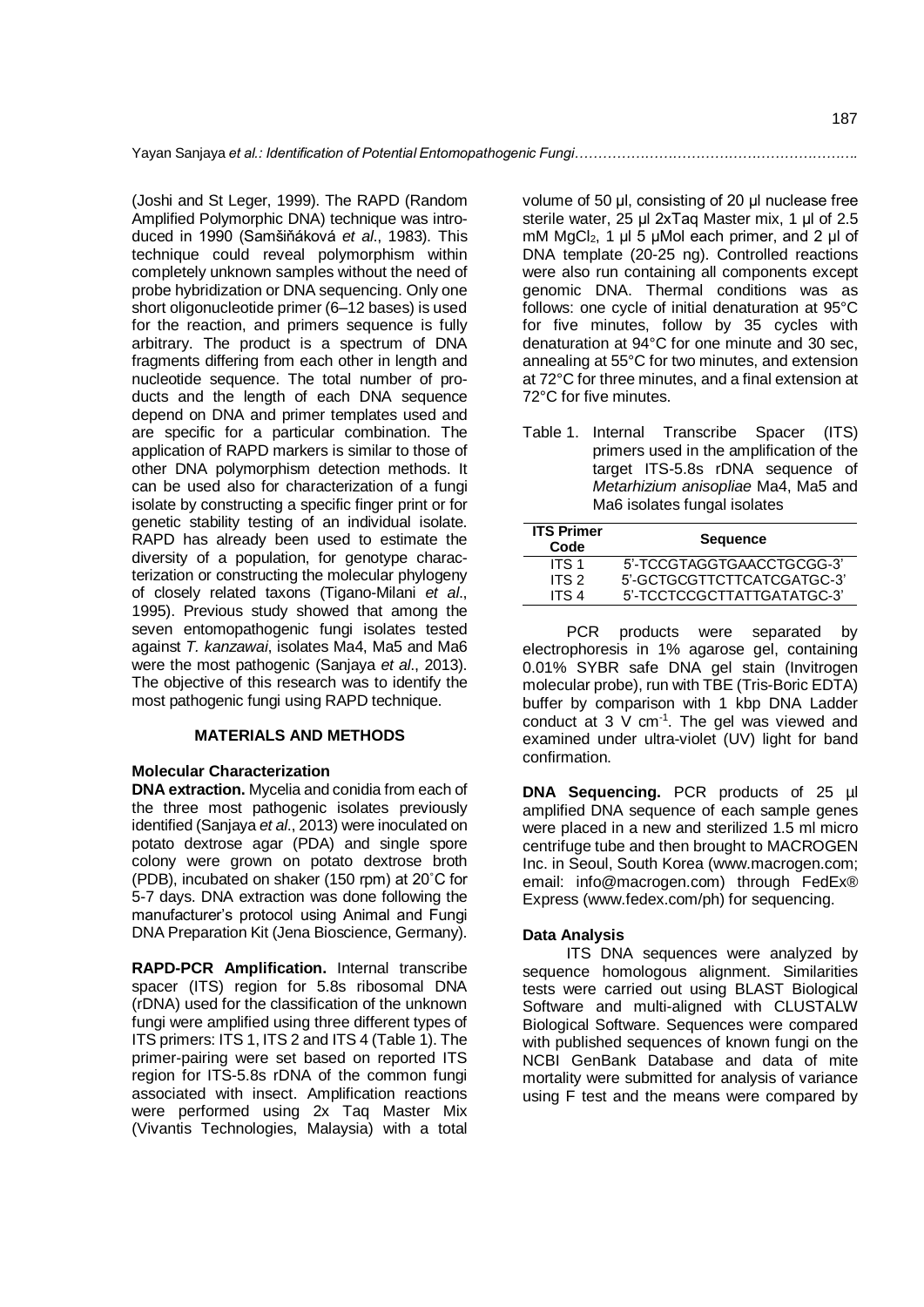(Joshi and St Leger, 1999). The RAPD (Random Amplified Polymorphic DNA) technique was introduced in 1990 (Samšiňáková *et al*., 1983). This technique could reveal polymorphism within completely unknown samples without the need of probe hybridization or DNA sequencing. Only one short oligonucleotide primer (6–12 bases) is used for the reaction, and primers sequence is fully arbitrary. The product is a spectrum of DNA fragments differing from each other in length and nucleotide sequence. The total number of products and the length of each DNA sequence depend on DNA and primer templates used and are specific for a particular combination. The application of RAPD markers is similar to those of other DNA polymorphism detection methods. It can be used also for characterization of a fungi isolate by constructing a specific finger print or for genetic stability testing of an individual isolate. RAPD has already been used to estimate the diversity of a population, for genotype characterization or constructing the molecular phylogeny of closely related taxons (Tigano-Milani *et al*., 1995). Previous study showed that among the seven entomopathogenic fungi isolates tested against *T. kanzawai*, isolates Ma4, Ma5 and Ma6 were the most pathogenic (Sanjaya *et al*., 2013). The objective of this research was to identify the most pathogenic fungi using RAPD technique.

## MATERIALS AND METHODS

### Molecular Characterization

**DNA extraction.** Mycelia and conidia from each of the three most pathogenic isolates previously identified (Sanjaya *et al*., 2013) were inoculated on potato dextrose agar (PDA) and single spore colony were grown on potato dextrose broth (PDB), incubated on shaker (150 rpm) at 20˚C for 5-7 days. DNA extraction was done following the manufacturer's protocol using Animal and Fungi DNA Preparation Kit (Jena Bioscience, Germany).

**RAPD-PCR Amplification.** Internal transcribe spacer (ITS) region for 5.8s ribosomal DNA (rDNA) used for the classification of the unknown fungi were amplified using three different types of ITS primers: ITS 1, ITS 2 and ITS 4 (Table 1). The primer-pairing were set based on reported ITS region for ITS-5.8s rDNA of the common fungi associated with insect. Amplification reactions were performed using 2x Taq Master Mix (Vivantis Technologies, Malaysia) with a total volume of 50 µl, consisting of 20 µl nuclease free sterile water, 25 µl 2xTaq Master mix, 1 µl of 2.5 mM $MgCl_2$, 1 µl 5 µMol each primer, and 2 µl of DNA template (20-25 ng). Controlled reactions were also run containing all components except genomic DNA. Thermal conditions was as follows: one cycle of initial denaturation at 95°C for five minutes, follow by 35 cycles with denaturation at 94°C for one minute and 30 sec, annealing at 55°C for two minutes, and extension at 72°C for three minutes, and a final extension at 72°C for five minutes.

Table 1. Internal Transcribe Spacer (ITS) primers used in the amplification of the target ITS-5.8s rDNA sequence of *Metarhizium anisopliae* Ma4, Ma5 and Ma6 isolates fungal isolates

| ITS Primer Code | Sequence |
|---|---|
| ITS 1 | 5'-TCCGTAGGTGAACCTGCGG-3' |
| ITS 2 | 5'-GCTGCGTTCTTCATCGATGC-3' |
| ITS 4 | 5'-TCCTCCGCTTATTGATATGC-3' |

PCR products were separated by electrophoresis in 1% agarose gel, containing 0.01% SYBR safe DNA gel stain (Invitrogen molecular probe), run with TBE (Tris-Boric EDTA) buffer by comparison with 1 kbp DNA Ladder conduct at 3 V $cm^{-1}$. The gel was viewed and examined under ultra-violet (UV) light for band confirmation.

**DNA Sequencing.** PCR products of 25 µl amplified DNA sequence of each sample genes were placed in a new and sterilized 1.5 ml micro centrifuge tube and then brought to MACROGEN Inc. in Seoul, South Korea (www.macrogen.com; email: info@macrogen.com) through FedEx® Express (www.fedex.com/ph) for sequencing.

### Data Analysis

ITS DNA sequences were analyzed by sequence homologous alignment. Similarities tests were carried out using BLAST Biological Software and multi-aligned with CLUSTALW Biological Software. Sequences were compared with published sequences of known fungi on the NCBI GenBank Database and data of mite mortality were submitted for analysis of variance using F test and the means were compared by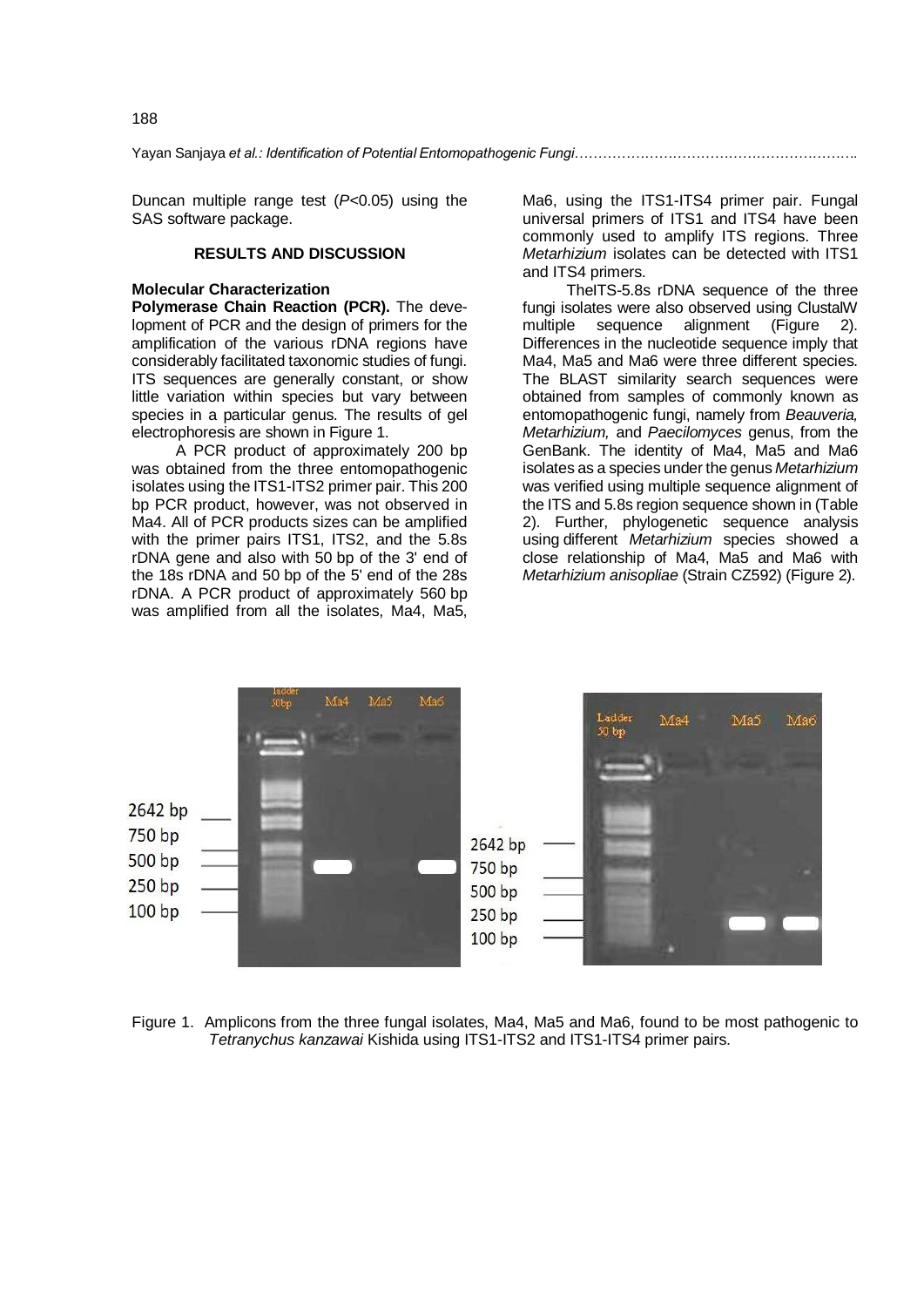Duncan multiple range test ($P$<0.05) using the SAS software package.

## RESULTS AND DISCUSSION

### Molecular Characterization

**Polymerase Chain Reaction (PCR).** The development of PCR and the design of primers for the amplification of the various rDNA regions have considerably facilitated taxonomic studies of fungi. ITS sequences are generally constant, or show little variation within species but vary between species in a particular genus. The results of gel electrophoresis are shown in Figure 1.

A PCR product of approximately 200 bp was obtained from the three entomopathogenic isolates using the ITS1-ITS2 primer pair. This 200 bp PCR product, however, was not observed in Ma4. All of PCR products sizes can be amplified with the primer pairs ITS1, ITS2, and the 5.8s rDNA gene and also with 50 bp of the 3' end of the 18s rDNA and 50 bp of the 5' end of the 28s rDNA. A PCR product of approximately 560 bp was amplified from all the isolates, Ma4, Ma5, Ma6, using the ITS1-ITS4 primer pair. Fungal universal primers of ITS1 and ITS4 have been commonly used to amplify ITS regions. Three *Metarhizium* isolates can be detected with ITS1 and ITS4 primers.

TheITS-5.8s rDNA sequence of the three fungi isolates were also observed using ClustalW multiple sequence alignment (Figure 2). Differences in the nucleotide sequence imply that Ma4, Ma5 and Ma6 were three different species. The BLAST similarity search sequences were obtained from samples of commonly known as entomopathogenic fungi, namely from *Beauveria, Metarhizium,* and *Paecilomyces* genus, from the GenBank. The identity of Ma4, Ma5 and Ma6 isolates as a species under the genus *Metarhizium* was verified using multiple sequence alignment of the ITS and 5.8s region sequence shown in (Table 2). Further, phylogenetic sequence analysis using different *Metarhizium* species showed a close relationship of Ma4, Ma5 and Ma6 with *Metarhizium anisopliae* (Strain CZ592) (Figure 2).

Figure 1. Amplicons from the three fungal isolates, Ma4, Ma5 and Ma6, found to be most pathogenic to *Tetranychus kanzawai* Kishida using ITS1-ITS2 and ITS1-ITS4 primer pairs.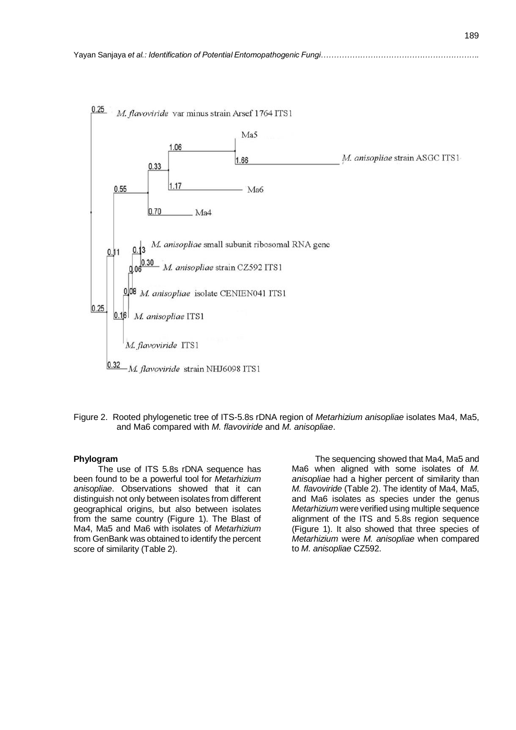Figure 2. Rooted phylogenetic tree of ITS-5.8s rDNA region of *Metarhizium anisopliae* isolates Ma4, Ma5, and Ma6 compared with *M. flavoviride* and *M. anisopliae*.

**Phylogram**

The use of ITS 5.8s rDNA sequence has been found to be a powerful tool for *Metarhizium anisopliae*. Observations showed that it can distinguish not only between isolates from different geographical origins, but also between isolates from the same country (Figure 1). The Blast of Ma4, Ma5 and Ma6 with isolates of *Metarhizium* from GenBank was obtained to identify the percent score of similarity (Table 2).

The sequencing showed that Ma4, Ma5 and Ma6 when aligned with some isolates of *M. anisopliae* had a higher percent of similarity than *M. flavoviride* (Table 2). The identity of Ma4, Ma5, and Ma6 isolates as species under the genus *Metarhizium* were verified using multiple sequence alignment of the ITS and 5.8s region sequence (Figure 1). It also showed that three species of *Metarhizium* were *M. anisopliae* when compared to *M. anisopliae* CZ592.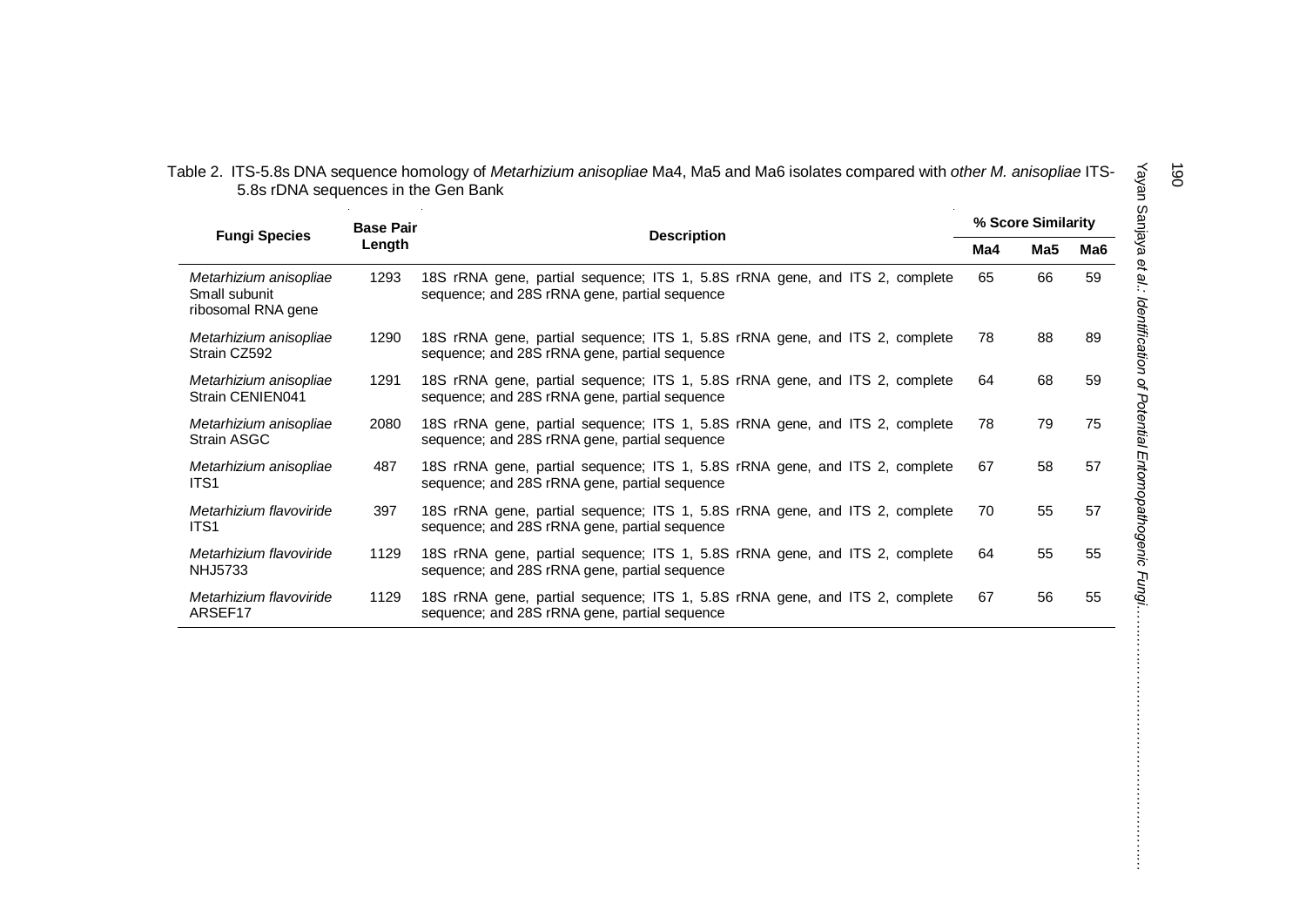Table 2. ITS-5.8s DNA sequence homology of *Metarhizium anisopliae* Ma4, Ma5 and Ma6 isolates compared with *other M. anisopliae* ITS-5.8s rDNA sequences in the Gen Bank

| Fungi Species | Base Pair Length | Description | % Score Similarity | | |
|---|---|---|---|---|---|
| | | | Ma4 | Ma5 | Ma6 |
| *Metarhizium anisopliae* Small subunit ribosomal RNA gene | 1293 | 18S rRNA gene, partial sequence; ITS 1, 5.8S rRNA gene, and ITS 2, complete sequence; and 28S rRNA gene, partial sequence | 65 | 66 | 59 |
| *Metarhizium anisopliae* Strain CZ592 | 1290 | 18S rRNA gene, partial sequence; ITS 1, 5.8S rRNA gene, and ITS 2, complete sequence; and 28S rRNA gene, partial sequence | 78 | 88 | 89 |
| *Metarhizium anisopliae* Strain CENIEN041 | 1291 | 18S rRNA gene, partial sequence; ITS 1, 5.8S rRNA gene, and ITS 2, complete sequence; and 28S rRNA gene, partial sequence | 64 | 68 | 59 |
| *Metarhizium anisopliae* Strain ASGC | 2080 | 18S rRNA gene, partial sequence; ITS 1, 5.8S rRNA gene, and ITS 2, complete sequence; and 28S rRNA gene, partial sequence | 78 | 79 | 75 |
| *Metarhizium anisopliae* ITS1 | 487 | 18S rRNA gene, partial sequence; ITS 1, 5.8S rRNA gene, and ITS 2, complete sequence; and 28S rRNA gene, partial sequence | 67 | 58 | 57 |
| *Metarhizium flavoviride* ITS1 | 397 | 18S rRNA gene, partial sequence; ITS 1, 5.8S rRNA gene, and ITS 2, complete sequence; and 28S rRNA gene, partial sequence | 70 | 55 | 57 |
| *Metarhizium flavoviride* NHJ5733 | 1129 | 18S rRNA gene, partial sequence; ITS 1, 5.8S rRNA gene, and ITS 2, complete sequence; and 28S rRNA gene, partial sequence | 64 | 55 | 55 |
| *Metarhizium flavoviride* ARSEF17 | 1129 | 18S rRNA gene, partial sequence; ITS 1, 5.8S rRNA gene, and ITS 2, complete sequence; and 28S rRNA gene, partial sequence | 67 | 56 | 55 |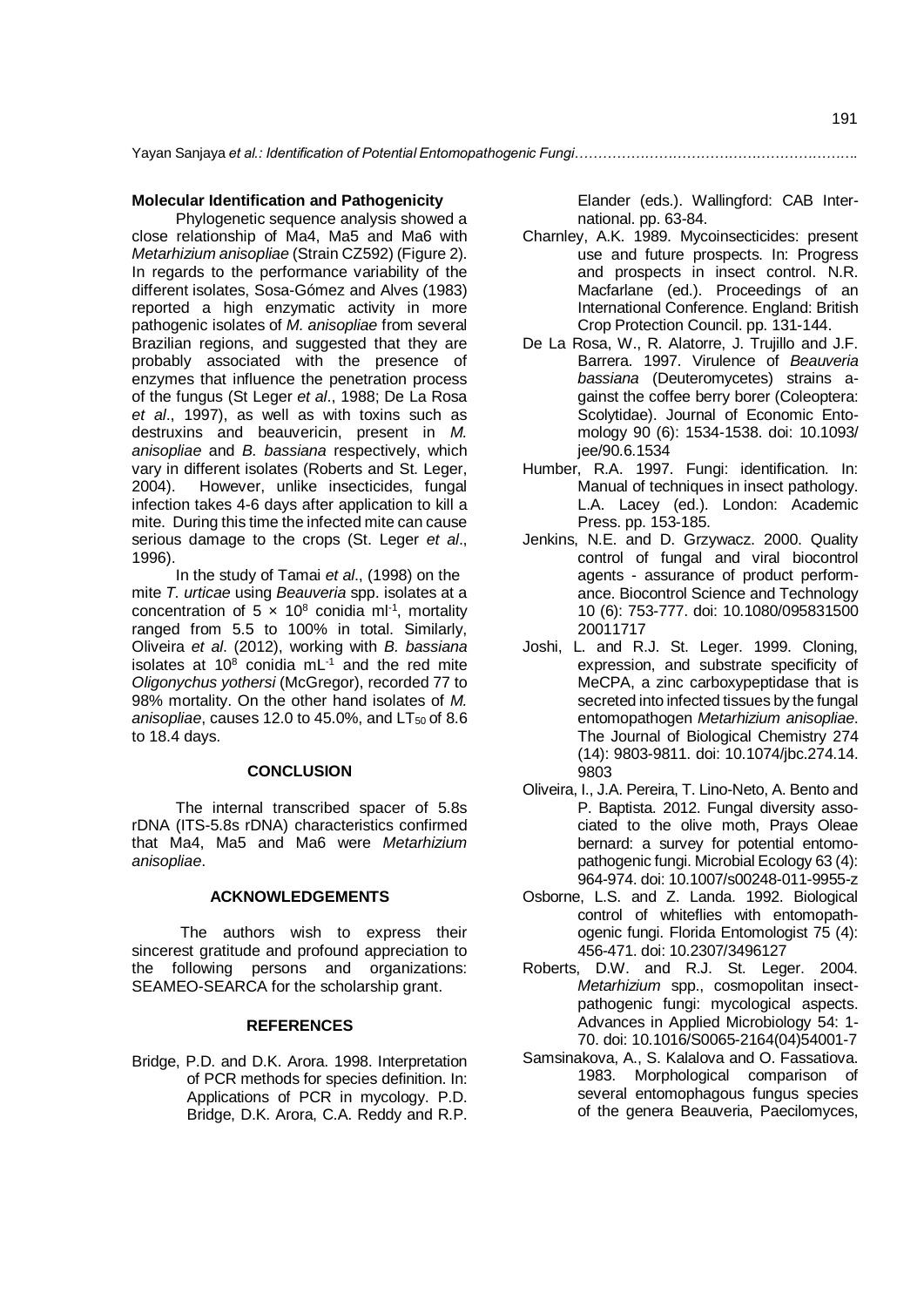### Molecular Identification and Pathogenicity

Phylogenetic sequence analysis showed a close relationship of Ma4, Ma5 and Ma6 with *Metarhizium anisopliae* (Strain CZ592) (Figure 2). In regards to the performance variability of the different isolates, Sosa-Gómez and Alves (1983) reported a high enzymatic activity in more pathogenic isolates of *M. anisopliae* from several Brazilian regions, and suggested that they are probably associated with the presence of enzymes that influence the penetration process of the fungus (St Leger *et al*., 1988; De La Rosa *et al*., 1997), as well as with toxins such as destruxins and beauvericin, present in *M. anisopliae* and *B. bassiana* respectively, which vary in different isolates (Roberts and St. Leger, 2004). However, unlike insecticides, fungal infection takes 4-6 days after application to kill a mite. During this time the infected mite can cause serious damage to the crops (St. Leger *et al*., 1996).

In the study of Tamai *et al*., (1998) on the mite *T. urticae* using *Beauveria* spp. isolates at a concentration of $5 \times 10^8$ conidia $ml^{-1}$, mortality ranged from 5.5 to 100% in total. Similarly, Oliveira *et al*. (2012), working with *B. bassiana* isolates at $10^8$ conidia $mL^{-1}$ and the red mite *Oligonychus yothersi* (McGregor), recorded 77 to 98% mortality. On the other hand isolates of *M. anisopliae*, causes 12.0 to 45.0%, and $LT_{50}$ of 8.6 to 18.4 days.

## CONCLUSION

The internal transcribed spacer of 5.8s rDNA (ITS-5.8s rDNA) characteristics confirmed that Ma4, Ma5 and Ma6 were *Metarhizium anisopliae*.

## ACKNOWLEDGEMENTS

The authors wish to express their sincerest gratitude and profound appreciation to the following persons and organizations: SEAMEO-SEARCA for the scholarship grant.

## REFERENCES

Bridge, P.D. and D.K. Arora. 1998. Interpretation of PCR methods for species definition. In: Applications of PCR in mycology. P.D. Bridge, D.K. Arora, C.A. Reddy and R.P. Elander (eds.). Wallingford: CAB International. pp. 63-84.

Charnley, A.K. 1989. Mycoinsecticides: present use and future prospects. In: Progress and prospects in insect control. N.R. Macfarlane (ed.). Proceedings of an International Conference. England: British Crop Protection Council. pp. 131-144.

De La Rosa, W., R. Alatorre, J. Trujillo and J.F. Barrera. 1997. Virulence of *Beauveria bassiana* (Deuteromycetes) strains against the coffee berry borer (Coleoptera: Scolytidae). Journal of Economic Entomology 90 (6): 1534-1538. doi: 10.1093/jee/90.6.1534

Humber, R.A. 1997. Fungi: identification. In: Manual of techniques in insect pathology. L.A. Lacey (ed.). London: Academic Press. pp. 153-185.

Jenkins, N.E. and D. Grzywacz. 2000. Quality control of fungal and viral biocontrol agents - assurance of product performance. Biocontrol Science and Technology 10 (6): 753-777. doi: 10.1080/09583150020011717

Joshi, L. and R.J. St. Leger. 1999. Cloning, expression, and substrate specificity of MeCPA, a zinc carboxypeptidase that is secreted into infected tissues by the fungal entomopathogen *Metarhizium anisopliae*. The Journal of Biological Chemistry 274 (14): 9803-9811. doi: 10.1074/jbc.274.14.9803

Oliveira, I., J.A. Pereira, T. Lino-Neto, A. Bento and P. Baptista. 2012. Fungal diversity associated to the olive moth, Prays Oleae bernard: a survey for potential entomopathogenic fungi. Microbial Ecology 63 (4): 964-974. doi: 10.1007/s00248-011-9955-z

Osborne, L.S. and Z. Landa. 1992. Biological control of whiteflies with entomopathogenic fungi. Florida Entomologist 75 (4): 456-471. doi: 10.2307/3496127

Roberts, D.W. and R.J. St. Leger. 2004. *Metarhizium* spp., cosmopolitan insect-pathogenic fungi: mycological aspects. Advances in Applied Microbiology 54: 1-70. doi: 10.1016/S0065-2164(04)54001-7

Samsinakova, A., S. Kalalova and O. Fassatiova. 1983. Morphological comparison of several entomophagous fungus species of the genera Beauveria, Paecilomyces,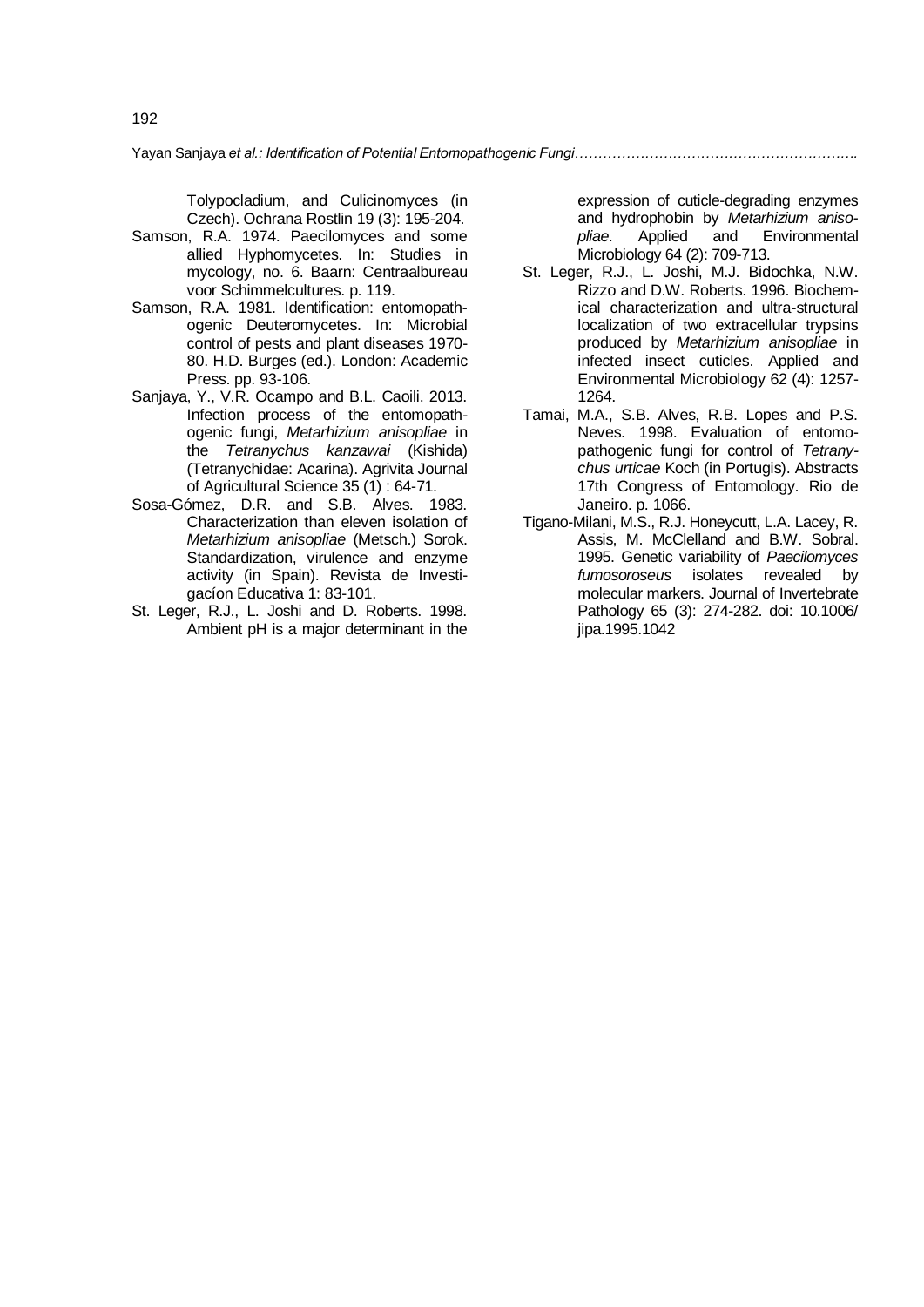Tolypocladium, and Culicinomyces (in Czech). Ochrana Rostlin 19 (3): 195-204.

Samson, R.A. 1974. Paecilomyces and some allied Hyphomycetes. In: Studies in mycology, no. 6. Baarn: Centraalbureau voor Schimmelcultures. p. 119.

Samson, R.A. 1981. Identification: entomopathogenic Deuteromycetes. In: Microbial control of pests and plant diseases 1970-80. H.D. Burges (ed.). London: Academic Press. pp. 93-106.

Sanjaya, Y., V.R. Ocampo and B.L. Caoili. 2013. Infection process of the entomopathogenic fungi, *Metarhizium anisopliae* in the *Tetranychus kanzawai* (Kishida) (Tetranychidae: Acarina). Agrivita Journal of Agricultural Science 35 (1) : 64-71.

Sosa-Gómez, D.R. and S.B. Alves. 1983. Characterization than eleven isolation of *Metarhizium anisopliae* (Metsch.) Sorok. Standardization, virulence and enzyme activity (in Spain). Revista de Investigacíon Educativa 1: 83-101.

St. Leger, R.J., L. Joshi and D. Roberts. 1998. Ambient pH is a major determinant in the expression of cuticle-degrading enzymes and hydrophobin by *Metarhizium anisopliae*. Applied and Environmental Microbiology 64 (2): 709-713.

St. Leger, R.J., L. Joshi, M.J. Bidochka, N.W. Rizzo and D.W. Roberts. 1996. Biochemical characterization and ultra-structural localization of two extracellular trypsins produced by *Metarhizium anisopliae* in infected insect cuticles. Applied and Environmental Microbiology 62 (4): 1257-1264.

Tamai, M.A., S.B. Alves, R.B. Lopes and P.S. Neves. 1998. Evaluation of entomopathogenic fungi for control of *Tetranychus urticae* Koch (in Portugis). Abstracts 17th Congress of Entomology. Rio de Janeiro. p. 1066.

Tigano-Milani, M.S., R.J. Honeycutt, L.A. Lacey, R. Assis, M. McClelland and B.W. Sobral. 1995. Genetic variability of *Paecilomyces fumosoroseus* isolates revealed by molecular markers. Journal of Invertebrate Pathology 65 (3): 274-282. doi: 10.1006/jipa.1995.1042